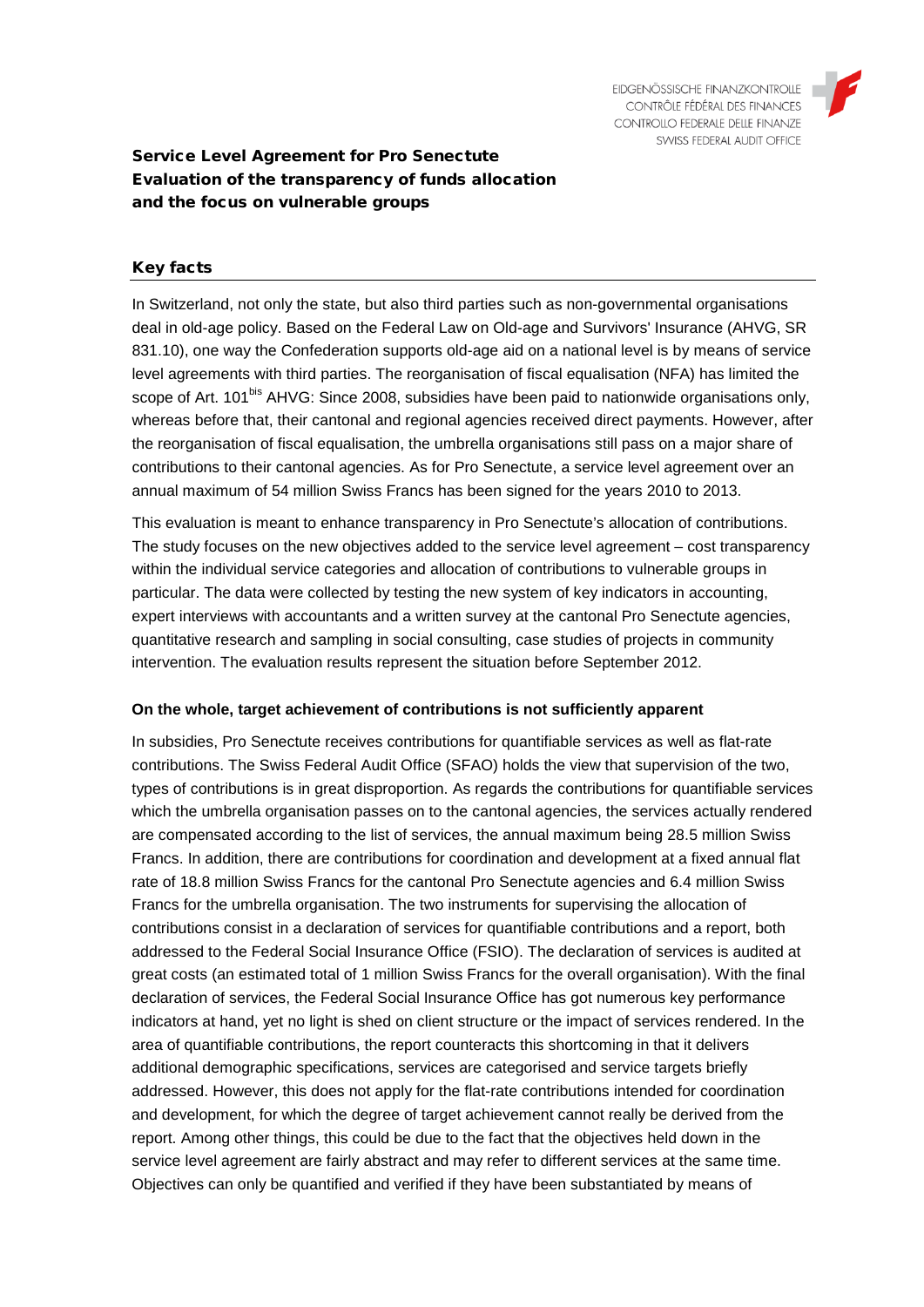# Service Level Agreement for Pro Senectute
# Evaluation of the transparency of funds allocation and the focus on vulnerable groups

## Key facts

In Switzerland, not only the state, but also third parties such as non-governmental organisations deal in old-age policy. Based on the Federal Law on Old-age and Survivors' Insurance (AHVG, SR 831.10), one way the Confederation supports old-age aid on a national level is by means of service level agreements with third parties. The reorganisation of fiscal equalisation (NFA) has limited the scope of Art. 101[bis] AHVG: Since 2008, subsidies have been paid to nationwide organisations only, whereas before that, their cantonal and regional agencies received direct payments. However, after the reorganisation of fiscal equalisation, the umbrella organisations still pass on a major share of contributions to their cantonal agencies. As for Pro Senectute, a service level agreement over an annual maximum of 54 million Swiss Francs has been signed for the years 2010 to 2013.

This evaluation is meant to enhance transparency in Pro Senectute's allocation of contributions. The study focuses on the new objectives added to the service level agreement – cost transparency within the individual service categories and allocation of contributions to vulnerable groups in particular. The data were collected by testing the new system of key indicators in accounting, expert interviews with accountants and a written survey at the cantonal Pro Senectute agencies, quantitative research and sampling in social consulting, case studies of projects in community intervention. The evaluation results represent the situation before September 2012.

**On the whole, target achievement of contributions is not sufficiently apparent**

In subsidies, Pro Senectute receives contributions for quantifiable services as well as flat-rate contributions. The Swiss Federal Audit Office (SFAO) holds the view that supervision of the two, types of contributions is in great disproportion. As regards the contributions for quantifiable services which the umbrella organisation passes on to the cantonal agencies, the services actually rendered are compensated according to the list of services, the annual maximum being 28.5 million Swiss Francs. In addition, there are contributions for coordination and development at a fixed annual flat rate of 18.8 million Swiss Francs for the cantonal Pro Senectute agencies and 6.4 million Swiss Francs for the umbrella organisation. The two instruments for supervising the allocation of contributions consist in a declaration of services for quantifiable contributions and a report, both addressed to the Federal Social Insurance Office (FSIO). The declaration of services is audited at great costs (an estimated total of 1 million Swiss Francs for the overall organisation). With the final declaration of services, the Federal Social Insurance Office has got numerous key performance indicators at hand, yet no light is shed on client structure or the impact of services rendered. In the area of quantifiable contributions, the report counteracts this shortcoming in that it delivers additional demographic specifications, services are categorised and service targets briefly addressed. However, this does not apply for the flat-rate contributions intended for coordination and development, for which the degree of target achievement cannot really be derived from the report. Among other things, this could be due to the fact that the objectives held down in the service level agreement are fairly abstract and may refer to different services at the same time. Objectives can only be quantified and verified if they have been substantiated by means of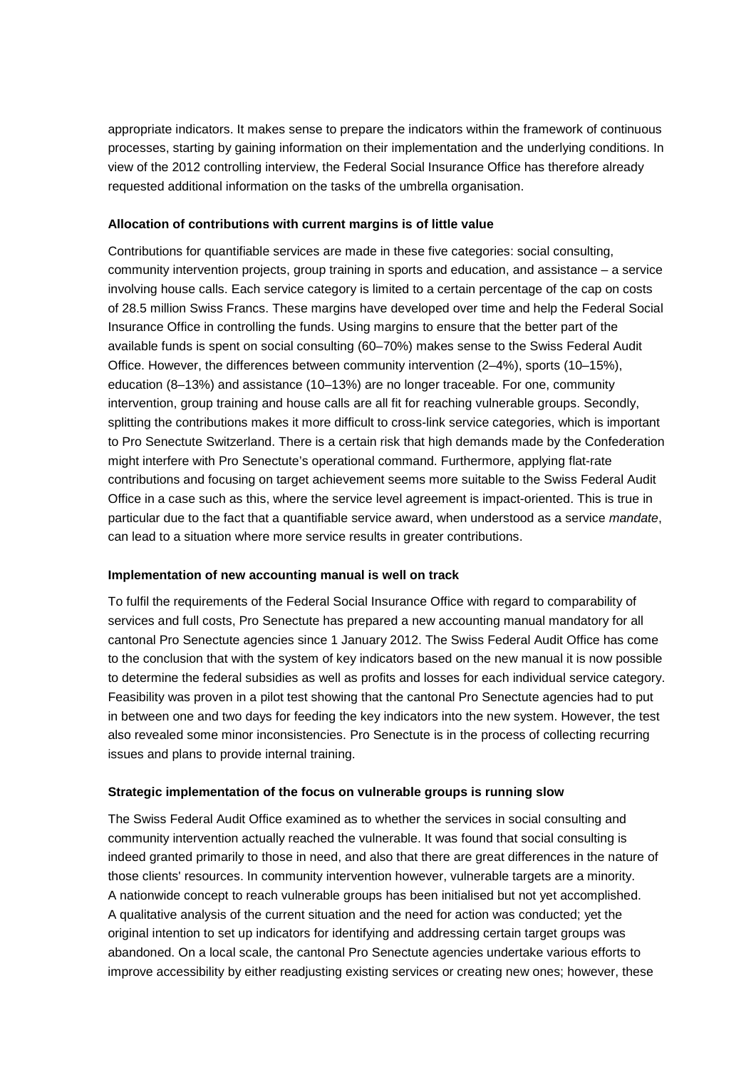appropriate indicators. It makes sense to prepare the indicators within the framework of continuous processes, starting by gaining information on their implementation and the underlying conditions. In view of the 2012 controlling interview, the Federal Social Insurance Office has therefore already requested additional information on the tasks of the umbrella organisation.

**Allocation of contributions with current margins is of little value**

Contributions for quantifiable services are made in these five categories: social consulting, community intervention projects, group training in sports and education, and assistance – a service involving house calls. Each service category is limited to a certain percentage of the cap on costs of 28.5 million Swiss Francs. These margins have developed over time and help the Federal Social Insurance Office in controlling the funds. Using margins to ensure that the better part of the available funds is spent on social consulting (60–70%) makes sense to the Swiss Federal Audit Office. However, the differences between community intervention (2–4%), sports (10–15%), education (8–13%) and assistance (10–13%) are no longer traceable. For one, community intervention, group training and house calls are all fit for reaching vulnerable groups. Secondly, splitting the contributions makes it more difficult to cross-link service categories, which is important to Pro Senectute Switzerland. There is a certain risk that high demands made by the Confederation might interfere with Pro Senectute's operational command. Furthermore, applying flat-rate contributions and focusing on target achievement seems more suitable to the Swiss Federal Audit Office in a case such as this, where the service level agreement is impact-oriented. This is true in particular due to the fact that a quantifiable service award, when understood as a service *mandate*, can lead to a situation where more service results in greater contributions.

**Implementation of new accounting manual is well on track**

To fulfil the requirements of the Federal Social Insurance Office with regard to comparability of services and full costs, Pro Senectute has prepared a new accounting manual mandatory for all cantonal Pro Senectute agencies since 1 January 2012. The Swiss Federal Audit Office has come to the conclusion that with the system of key indicators based on the new manual it is now possible to determine the federal subsidies as well as profits and losses for each individual service category. Feasibility was proven in a pilot test showing that the cantonal Pro Senectute agencies had to put in between one and two days for feeding the key indicators into the new system. However, the test also revealed some minor inconsistencies. Pro Senectute is in the process of collecting recurring issues and plans to provide internal training.

**Strategic implementation of the focus on vulnerable groups is running slow**

The Swiss Federal Audit Office examined as to whether the services in social consulting and community intervention actually reached the vulnerable. It was found that social consulting is indeed granted primarily to those in need, and also that there are great differences in the nature of those clients' resources. In community intervention however, vulnerable targets are a minority. A nationwide concept to reach vulnerable groups has been initialised but not yet accomplished. A qualitative analysis of the current situation and the need for action was conducted; yet the original intention to set up indicators for identifying and addressing certain target groups was abandoned. On a local scale, the cantonal Pro Senectute agencies undertake various efforts to improve accessibility by either readjusting existing services or creating new ones; however, these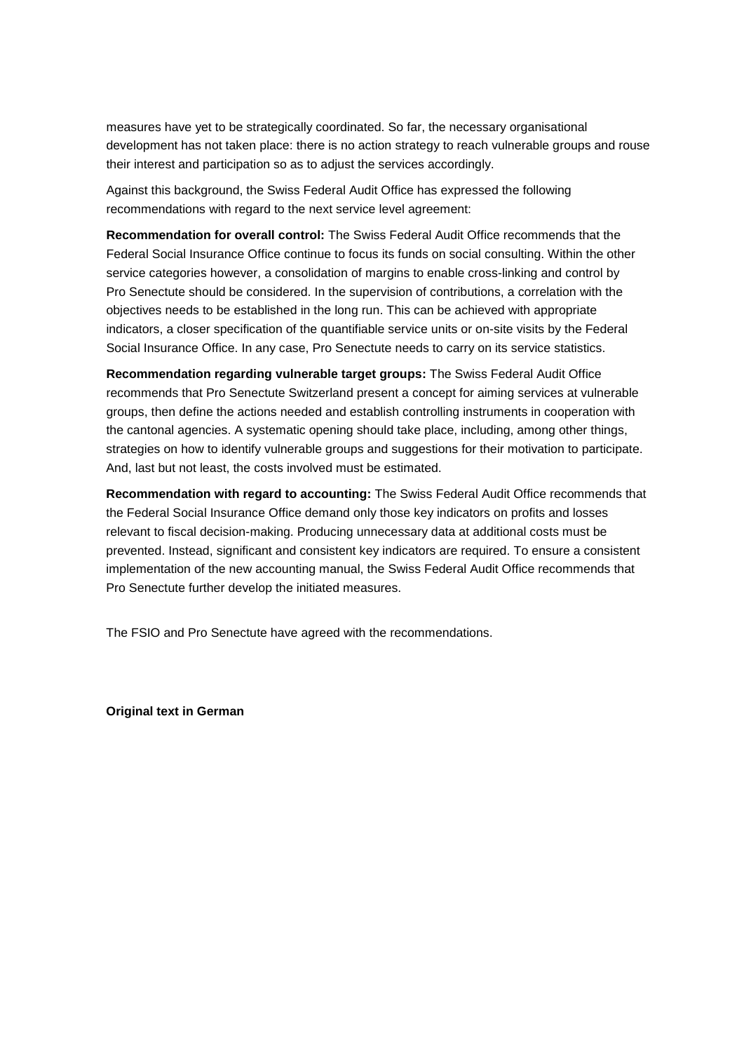measures have yet to be strategically coordinated. So far, the necessary organisational development has not taken place: there is no action strategy to reach vulnerable groups and rouse their interest and participation so as to adjust the services accordingly.

Against this background, the Swiss Federal Audit Office has expressed the following recommendations with regard to the next service level agreement:

**Recommendation for overall control:** The Swiss Federal Audit Office recommends that the Federal Social Insurance Office continue to focus its funds on social consulting. Within the other service categories however, a consolidation of margins to enable cross-linking and control by Pro Senectute should be considered. In the supervision of contributions, a correlation with the objectives needs to be established in the long run. This can be achieved with appropriate indicators, a closer specification of the quantifiable service units or on-site visits by the Federal Social Insurance Office. In any case, Pro Senectute needs to carry on its service statistics.

**Recommendation regarding vulnerable target groups:** The Swiss Federal Audit Office recommends that Pro Senectute Switzerland present a concept for aiming services at vulnerable groups, then define the actions needed and establish controlling instruments in cooperation with the cantonal agencies. A systematic opening should take place, including, among other things, strategies on how to identify vulnerable groups and suggestions for their motivation to participate. And, last but not least, the costs involved must be estimated.

**Recommendation with regard to accounting:** The Swiss Federal Audit Office recommends that the Federal Social Insurance Office demand only those key indicators on profits and losses relevant to fiscal decision-making. Producing unnecessary data at additional costs must be prevented. Instead, significant and consistent key indicators are required. To ensure a consistent implementation of the new accounting manual, the Swiss Federal Audit Office recommends that Pro Senectute further develop the initiated measures.

The FSIO and Pro Senectute have agreed with the recommendations.

**Original text in German**